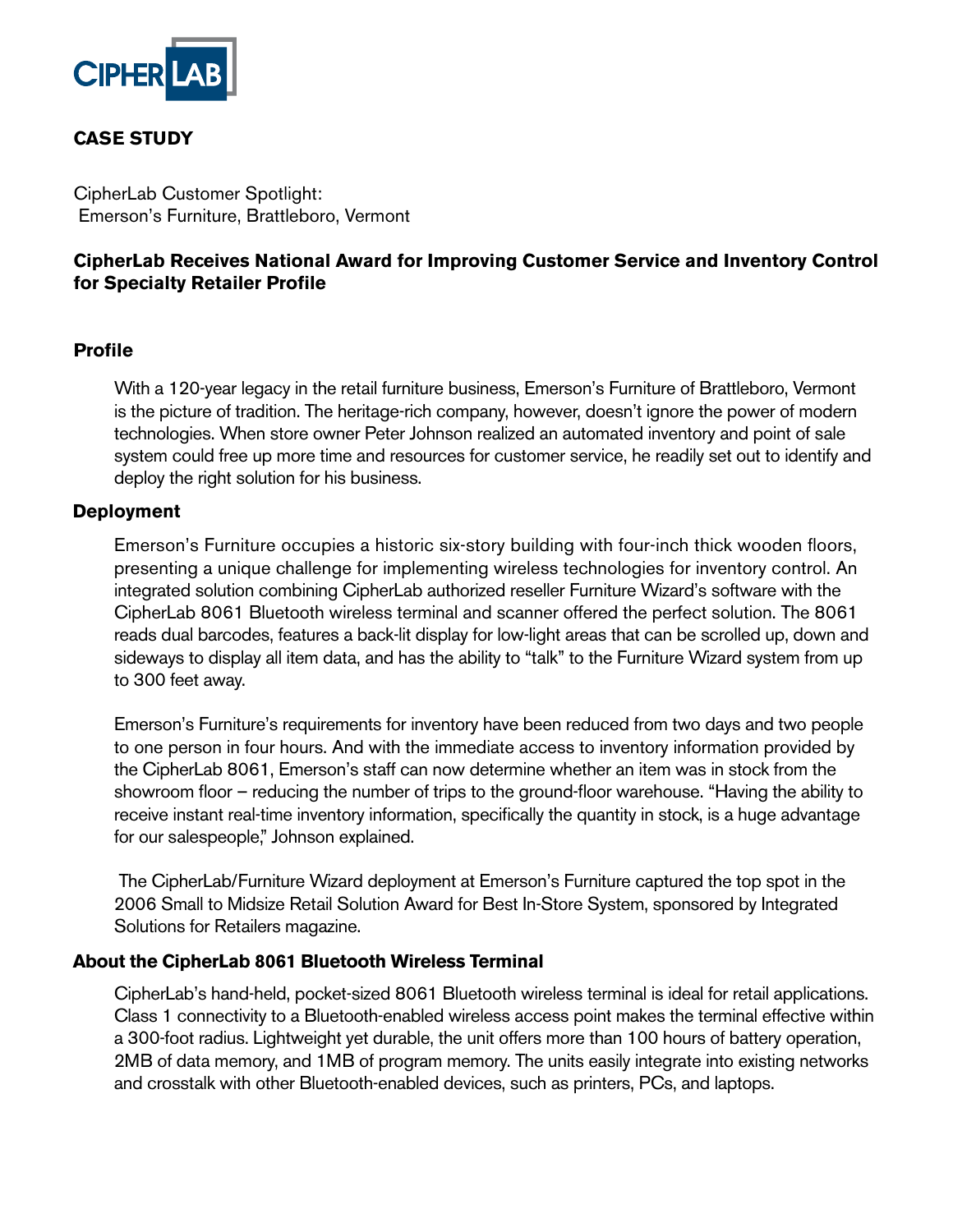# CASE STUDY

CipherLab Customer Spotlight:
Emerson's Furniture, Brattleboro, Vermont

## CipherLab Receives National Award for Improving Customer Service and Inventory Control for Specialty Retailer Profile

### Profile

With a 120-year legacy in the retail furniture business, Emerson's Furniture of Brattleboro, Vermont is the picture of tradition. The heritage-rich company, however, doesn't ignore the power of modern technologies. When store owner Peter Johnson realized an automated inventory and point of sale system could free up more time and resources for customer service, he readily set out to identify and deploy the right solution for his business.

### Deployment

Emerson's Furniture occupies a historic six-story building with four-inch thick wooden floors, presenting a unique challenge for implementing wireless technologies for inventory control. An integrated solution combining CipherLab authorized reseller Furniture Wizard's software with the CipherLab 8061 Bluetooth wireless terminal and scanner offered the perfect solution. The 8061 reads dual barcodes, features a back-lit display for low-light areas that can be scrolled up, down and sideways to display all item data, and has the ability to "talk" to the Furniture Wizard system from up to 300 feet away.

Emerson's Furniture's requirements for inventory have been reduced from two days and two people to one person in four hours. And with the immediate access to inventory information provided by the CipherLab 8061, Emerson's staff can now determine whether an item was in stock from the showroom floor – reducing the number of trips to the ground-floor warehouse. "Having the ability to receive instant real-time inventory information, specifically the quantity in stock, is a huge advantage for our salespeople," Johnson explained.

The CipherLab/Furniture Wizard deployment at Emerson's Furniture captured the top spot in the 2006 Small to Midsize Retail Solution Award for Best In-Store System, sponsored by Integrated Solutions for Retailers magazine.

### About the CipherLab 8061 Bluetooth Wireless Terminal

CipherLab's hand-held, pocket-sized 8061 Bluetooth wireless terminal is ideal for retail applications. Class 1 connectivity to a Bluetooth-enabled wireless access point makes the terminal effective within a 300-foot radius. Lightweight yet durable, the unit offers more than 100 hours of battery operation, 2MB of data memory, and 1MB of program memory. The units easily integrate into existing networks and crosstalk with other Bluetooth-enabled devices, such as printers, PCs, and laptops.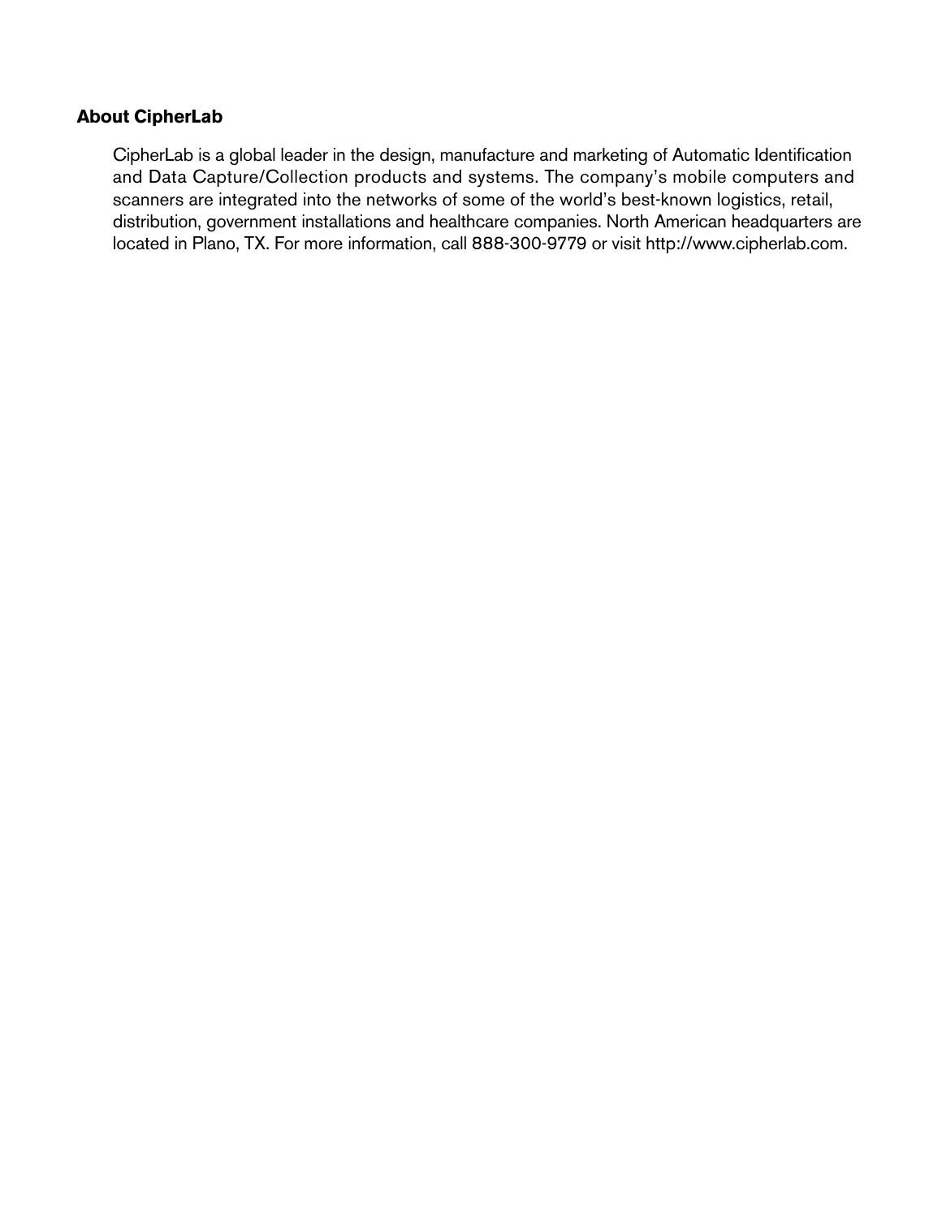## About CipherLab

CipherLab is a global leader in the design, manufacture and marketing of Automatic Identification and Data Capture/Collection products and systems. The company's mobile computers and scanners are integrated into the networks of some of the world's best-known logistics, retail, distribution, government installations and healthcare companies. North American headquarters are located in Plano, TX. For more information, call 888-300-9779 or visit http://www.cipherlab.com.